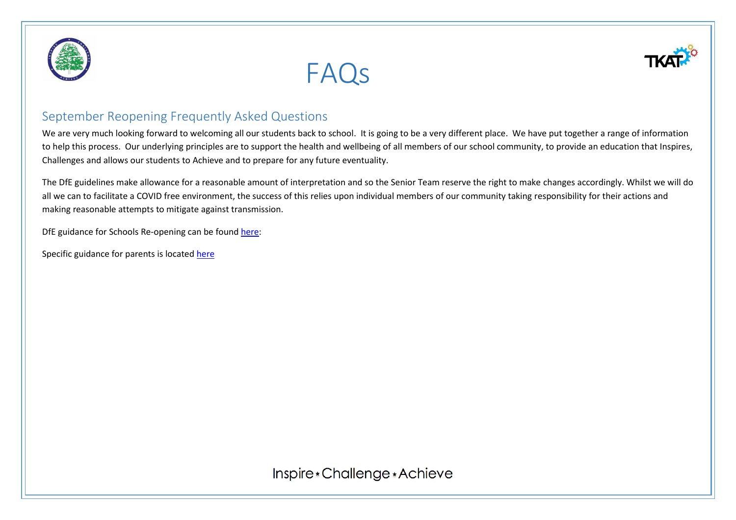# FAQs

## September Reopening Frequently Asked Questions

We are very much looking forward to welcoming all our students back to school. It is going to be a very different place. We have put together a range of information to help this process. Our underlying principles are to support the health and wellbeing of all members of our school community, to provide an education that Inspires, Challenges and allows our students to Achieve and to prepare for any future eventuality.

The DfE guidelines make allowance for a reasonable amount of interpretation and so the Senior Team reserve the right to make changes accordingly. Whilst we will do all we can to facilitate a COVID free environment, the success of this relies upon individual members of our community taking responsibility for their actions and making reasonable attempts to mitigate against transmission.

DfE guidance for Schools Re-opening can be found here:

Specific guidance for parents is located here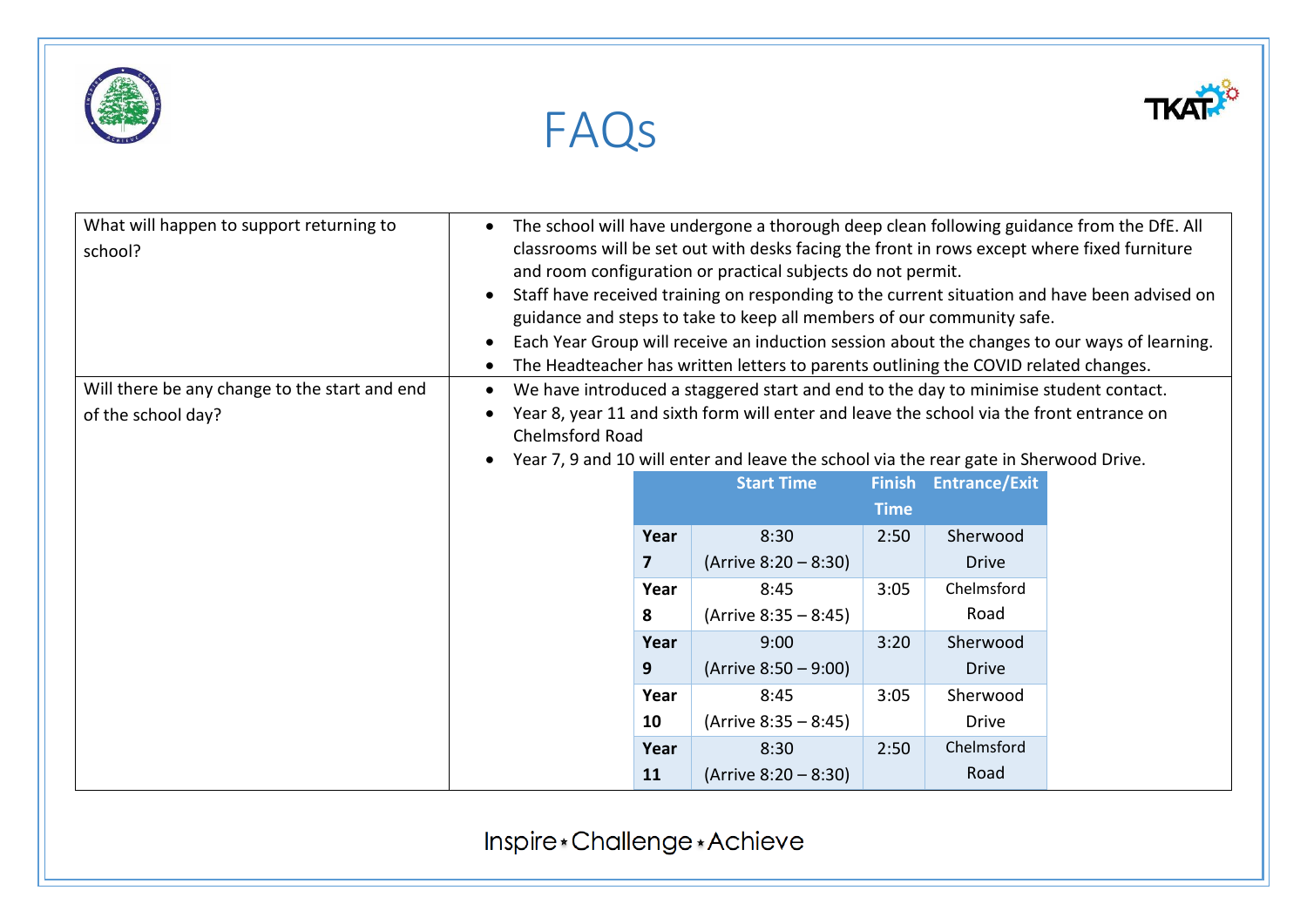# FAQs

| | |
|---|---|
| What will happen to support returning to school? | • The school will have undergone a thorough deep clean following guidance from the DfE. All classrooms will be set out with desks facing the front in rows except where fixed furniture and room configuration or practical subjects do not permit.<br>• Staff have received training on responding to the current situation and have been advised on guidance and steps to take to keep all members of our community safe.<br>• Each Year Group will receive an induction session about the changes to our ways of learning.<br>• The Headteacher has written letters to parents outlining the COVID related changes. |
| Will there be any change to the start and end of the school day? | • We have introduced a staggered start and end to the day to minimise student contact.<br>• Year 8, year 11 and sixth form will enter and leave the school via the front entrance on Chelmsford Road<br>• Year 7, 9 and 10 will enter and leave the school via the rear gate in Sherwood Drive. |

| | Start Time | Finish Time | Entrance/Exit |
|---|---|---|---|
| **Year 7** | 8:30 (Arrive 8:20 – 8:30) | 2:50 | Sherwood Drive |
| **Year 8** | 8:45 (Arrive 8:35 – 8:45) | 3:05 | Chelmsford Road |
| **Year 9** | 9:00 (Arrive 8:50 – 9:00) | 3:20 | Sherwood Drive |
| **Year 10** | 8:45 (Arrive 8:35 – 8:45) | 3:05 | Sherwood Drive |
| **Year 11** | 8:30 (Arrive 8:20 – 8:30) | 2:50 | Chelmsford Road |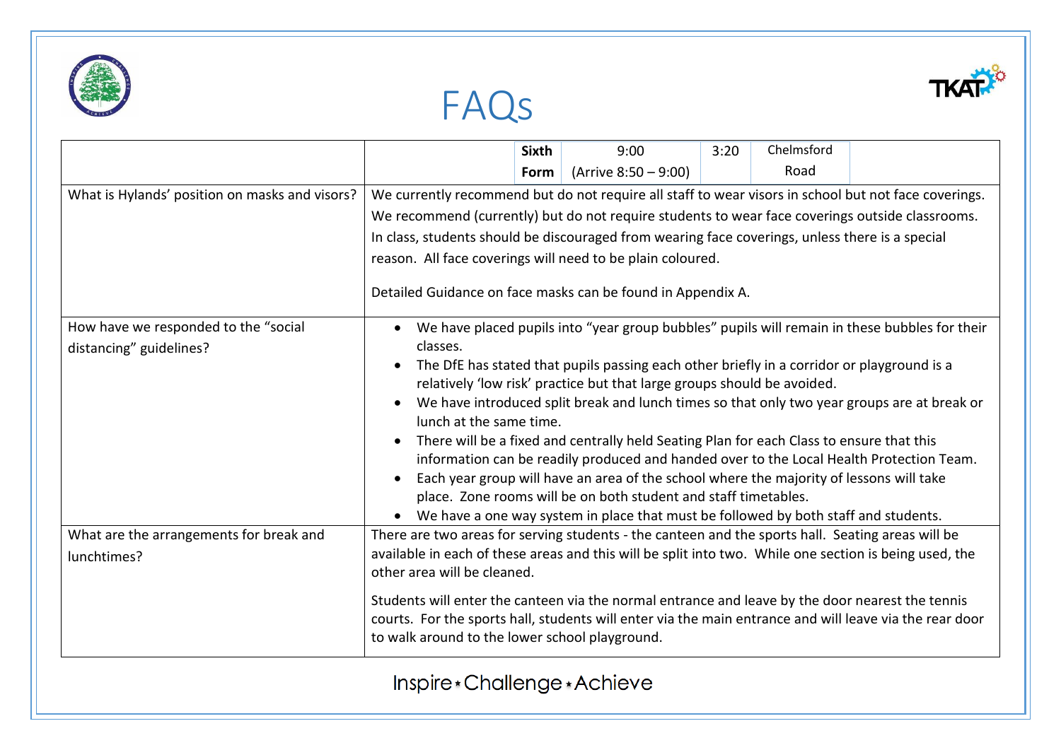# FAQs

| | |
|---|---|
| | **Sixth Form** \| 9:00 (Arrive 8:50 – 9:00) \| 3:20 \| Chelmsford Road |
| What is Hylands' position on masks and visors? | We currently recommend but do not require all staff to wear visors in school but not face coverings. We recommend (currently) but do not require students to wear face coverings outside classrooms. In class, students should be discouraged from wearing face coverings, unless there is a special reason. All face coverings will need to be plain coloured.<br><br>Detailed Guidance on face masks can be found in Appendix A. |
| How have we responded to the "social distancing" guidelines? | • We have placed pupils into "year group bubbles" pupils will remain in these bubbles for their classes.<br>• The DfE has stated that pupils passing each other briefly in a corridor or playground is a relatively 'low risk' practice but that large groups should be avoided.<br>• We have introduced split break and lunch times so that only two year groups are at break or lunch at the same time.<br>• There will be a fixed and centrally held Seating Plan for each Class to ensure that this information can be readily produced and handed over to the Local Health Protection Team.<br>• Each year group will have an area of the school where the majority of lessons will take place. Zone rooms will be on both student and staff timetables.<br>• We have a one way system in place that must be followed by both staff and students. |
| What are the arrangements for break and lunchtimes? | There are two areas for serving students - the canteen and the sports hall. Seating areas will be available in each of these areas and this will be split into two. While one section is being used, the other area will be cleaned.<br><br>Students will enter the canteen via the normal entrance and leave by the door nearest the tennis courts. For the sports hall, students will enter via the main entrance and will leave via the rear door to walk around to the lower school playground. |

Inspire ⋆ Challenge ⋆ Achieve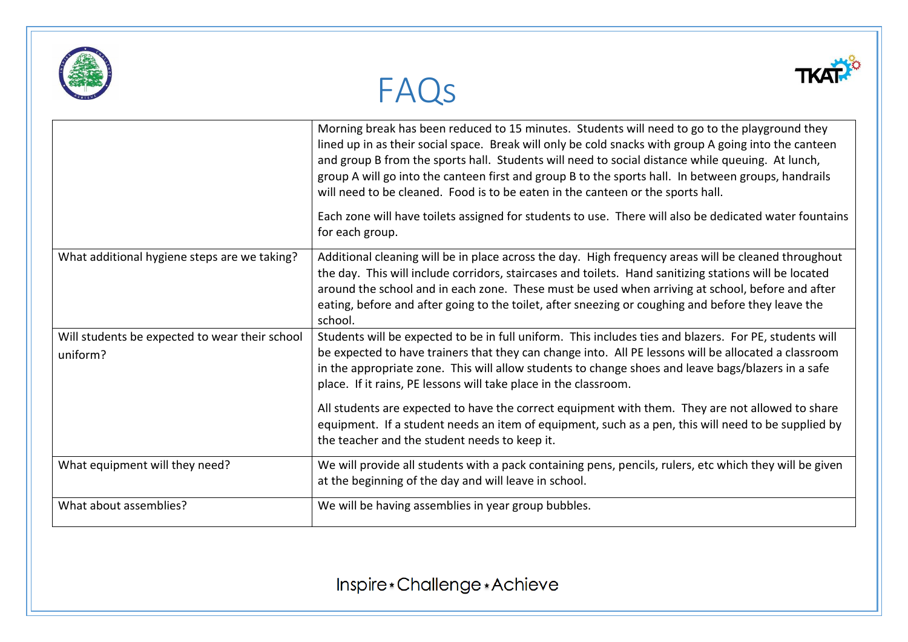# FAQs

| | |
|---|---|
| | Morning break has been reduced to 15 minutes. Students will need to go to the playground they lined up in as their social space. Break will only be cold snacks with group A going into the canteen and group B from the sports hall. Students will need to social distance while queuing. At lunch, group A will go into the canteen first and group B to the sports hall. In between groups, handrails will need to be cleaned. Food is to be eaten in the canteen or the sports hall.<br><br>Each zone will have toilets assigned for students to use. There will also be dedicated water fountains for each group. |
| What additional hygiene steps are we taking? | Additional cleaning will be in place across the day. High frequency areas will be cleaned throughout the day. This will include corridors, staircases and toilets. Hand sanitizing stations will be located around the school and in each zone. These must be used when arriving at school, before and after eating, before and after going to the toilet, after sneezing or coughing and before they leave the school. |
| Will students be expected to wear their school uniform? | Students will be expected to be in full uniform. This includes ties and blazers. For PE, students will be expected to have trainers that they can change into. All PE lessons will be allocated a classroom in the appropriate zone. This will allow students to change shoes and leave bags/blazers in a safe place. If it rains, PE lessons will take place in the classroom.<br><br>All students are expected to have the correct equipment with them. They are not allowed to share equipment. If a student needs an item of equipment, such as a pen, this will need to be supplied by the teacher and the student needs to keep it. |
| What equipment will they need? | We will provide all students with a pack containing pens, pencils, rulers, etc which they will be given at the beginning of the day and will leave in school. |
| What about assemblies? | We will be having assemblies in year group bubbles. |

Inspire * Challenge * Achieve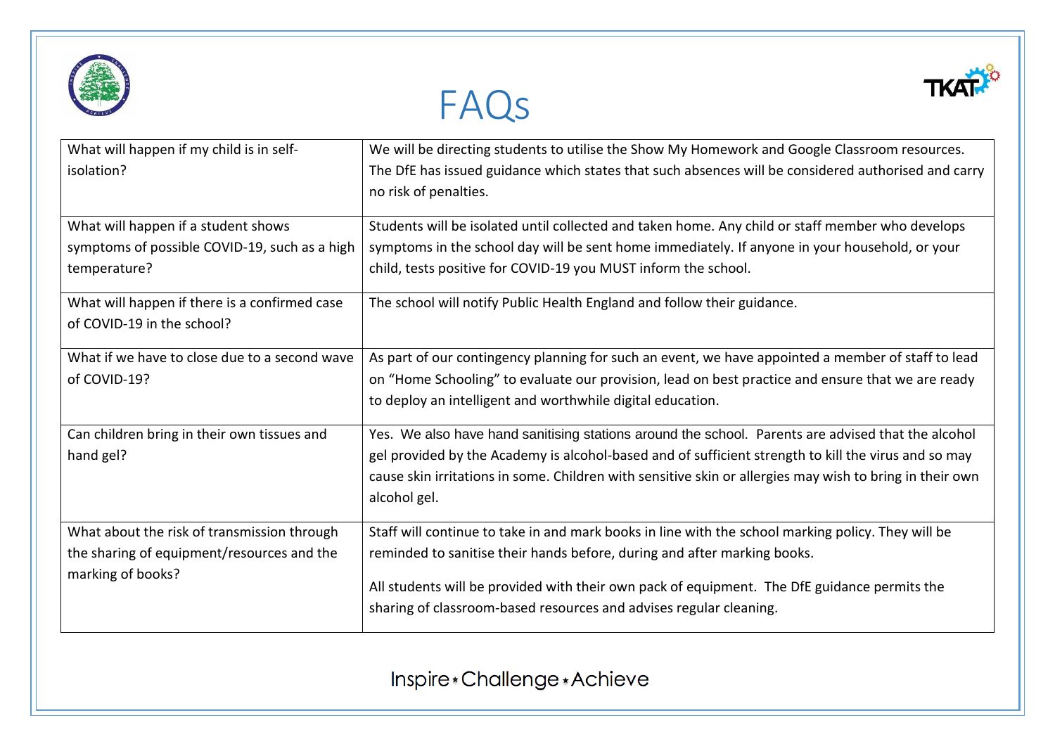# FAQs

| What will happen if my child is in self-isolation? | We will be directing students to utilise the Show My Homework and Google Classroom resources. The DfE has issued guidance which states that such absences will be considered authorised and carry no risk of penalties. |
|---|---|
| What will happen if a student shows symptoms of possible COVID-19, such as a high temperature? | Students will be isolated until collected and taken home. Any child or staff member who develops symptoms in the school day will be sent home immediately. If anyone in your household, or your child, tests positive for COVID-19 you MUST inform the school. |
| What will happen if there is a confirmed case of COVID-19 in the school? | The school will notify Public Health England and follow their guidance. |
| What if we have to close due to a second wave of COVID-19? | As part of our contingency planning for such an event, we have appointed a member of staff to lead on "Home Schooling" to evaluate our provision, lead on best practice and ensure that we are ready to deploy an intelligent and worthwhile digital education. |
| Can children bring in their own tissues and hand gel? | Yes. We also have hand sanitising stations around the school. Parents are advised that the alcohol gel provided by the Academy is alcohol-based and of sufficient strength to kill the virus and so may cause skin irritations in some. Children with sensitive skin or allergies may wish to bring in their own alcohol gel. |
| What about the risk of transmission through the sharing of equipment/resources and the marking of books? | Staff will continue to take in and mark books in line with the school marking policy. They will be reminded to sanitise their hands before, during and after marking books.<br><br>All students will be provided with their own pack of equipment. The DfE guidance permits the sharing of classroom-based resources and advises regular cleaning. |

Inspire * Challenge * Achieve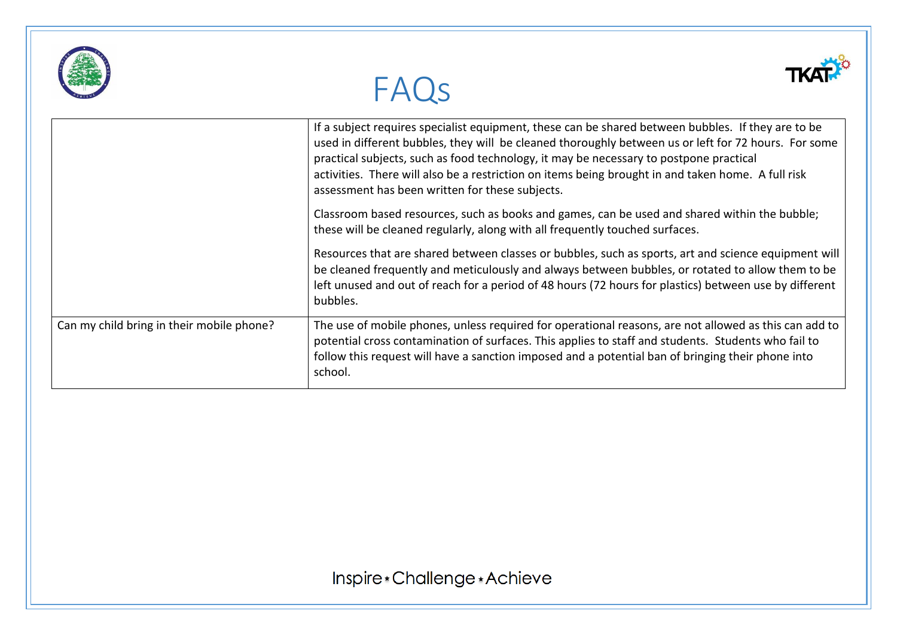# FAQs

| | |
|---|---|
| | If a subject requires specialist equipment, these can be shared between bubbles. If they are to be used in different bubbles, they will be cleaned thoroughly between us or left for 72 hours. For some practical subjects, such as food technology, it may be necessary to postpone practical activities. There will also be a restriction on items being brought in and taken home. A full risk assessment has been written for these subjects.<br><br>Classroom based resources, such as books and games, can be used and shared within the bubble; these will be cleaned regularly, along with all frequently touched surfaces.<br><br>Resources that are shared between classes or bubbles, such as sports, art and science equipment will be cleaned frequently and meticulously and always between bubbles, or rotated to allow them to be left unused and out of reach for a period of 48 hours (72 hours for plastics) between use by different bubbles. |
| Can my child bring in their mobile phone? | The use of mobile phones, unless required for operational reasons, are not allowed as this can add to potential cross contamination of surfaces. This applies to staff and students. Students who fail to follow this request will have a sanction imposed and a potential ban of bringing their phone into school. |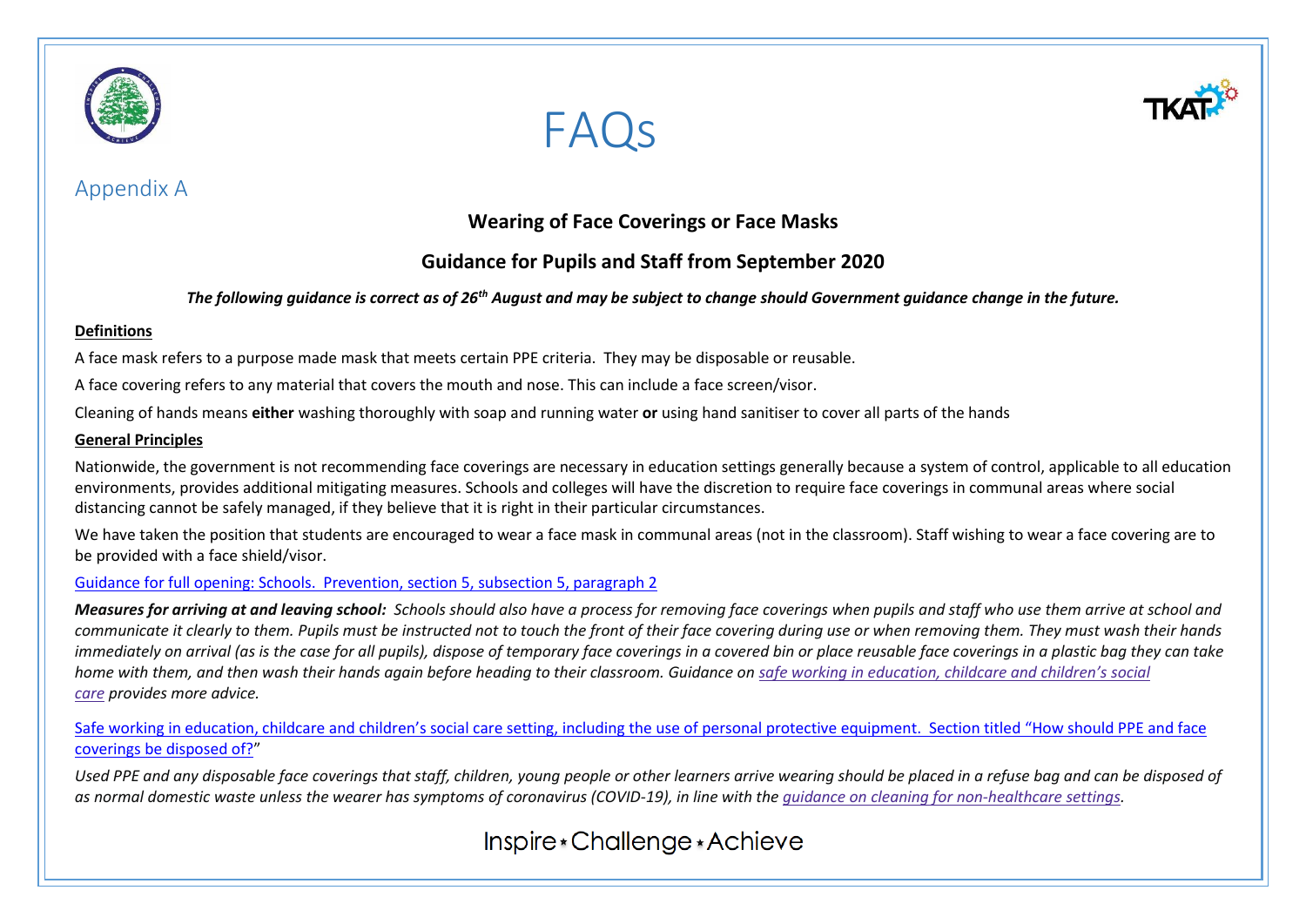# FAQs

## Appendix A

### Wearing of Face Coverings or Face Masks

### Guidance for Pupils and Staff from September 2020

***The following guidance is correct as of 26th August and may be subject to change should Government guidance change in the future.***

**Definitions**

A face mask refers to a purpose made mask that meets certain PPE criteria. They may be disposable or reusable.

A face covering refers to any material that covers the mouth and nose. This can include a face screen/visor.

Cleaning of hands means **either** washing thoroughly with soap and running water **or** using hand sanitiser to cover all parts of the hands

**General Principles**

Nationwide, the government is not recommending face coverings are necessary in education settings generally because a system of control, applicable to all education environments, provides additional mitigating measures. Schools and colleges will have the discretion to require face coverings in communal areas where social distancing cannot be safely managed, if they believe that it is right in their particular circumstances.

We have taken the position that students are encouraged to wear a face mask in communal areas (not in the classroom). Staff wishing to wear a face covering are to be provided with a face shield/visor.

Guidance for full opening: Schools. Prevention, section 5, subsection 5, paragraph 2

***Measures for arriving at and leaving school:*** *Schools should also have a process for removing face coverings when pupils and staff who use them arrive at school and communicate it clearly to them. Pupils must be instructed not to touch the front of their face covering during use or when removing them. They must wash their hands immediately on arrival (as is the case for all pupils), dispose of temporary face coverings in a covered bin or place reusable face coverings in a plastic bag they can take home with them, and then wash their hands again before heading to their classroom. Guidance on safe working in education, childcare and children's social care provides more advice.*

Safe working in education, childcare and children's social care setting, including the use of personal protective equipment. Section titled "How should PPE and face coverings be disposed of?"

*Used PPE and any disposable face coverings that staff, children, young people or other learners arrive wearing should be placed in a refuse bag and can be disposed of as normal domestic waste unless the wearer has symptoms of coronavirus (COVID-19), in line with the guidance on cleaning for non-healthcare settings.*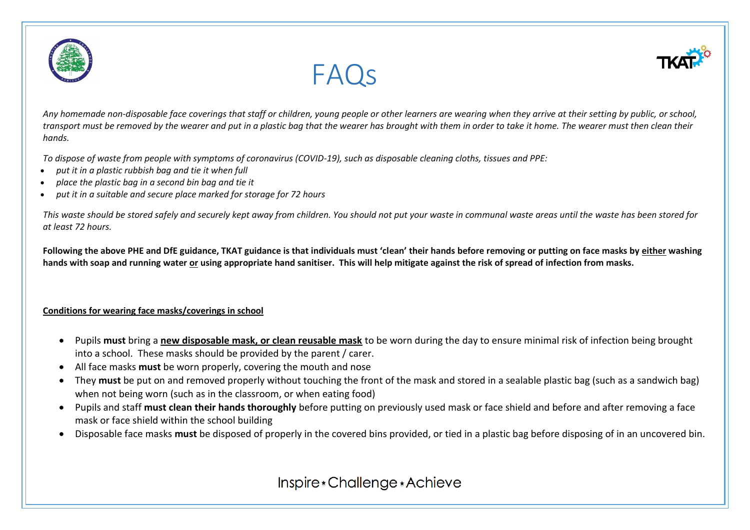# FAQs

*Any homemade non-disposable face coverings that staff or children, young people or other learners are wearing when they arrive at their setting by public, or school, transport must be removed by the wearer and put in a plastic bag that the wearer has brought with them in order to take it home. The wearer must then clean their hands.*

*To dispose of waste from people with symptoms of coronavirus (COVID-19), such as disposable cleaning cloths, tissues and PPE:*

- *put it in a plastic rubbish bag and tie it when full*
- *place the plastic bag in a second bin bag and tie it*
- *put it in a suitable and secure place marked for storage for 72 hours*

*This waste should be stored safely and securely kept away from children. You should not put your waste in communal waste areas until the waste has been stored for at least 72 hours.*

**Following the above PHE and DfE guidance, TKAT guidance is that individuals must 'clean' their hands before removing or putting on face masks by <u>either</u> washing hands with soap and running water <u>or</u> using appropriate hand sanitiser. This will help mitigate against the risk of spread of infection from masks.**

**<u>Conditions for wearing face masks/coverings in school</u>**

- Pupils **must** bring a **<u>new disposable mask, or clean reusable mask</u>** to be worn during the day to ensure minimal risk of infection being brought into a school. These masks should be provided by the parent / carer.
- All face masks **must** be worn properly, covering the mouth and nose
- They **must** be put on and removed properly without touching the front of the mask and stored in a sealable plastic bag (such as a sandwich bag) when not being worn (such as in the classroom, or when eating food)
- Pupils and staff **must clean their hands thoroughly** before putting on previously used mask or face shield and before and after removing a face mask or face shield within the school building
- Disposable face masks **must** be disposed of properly in the covered bins provided, or tied in a plastic bag before disposing of in an uncovered bin.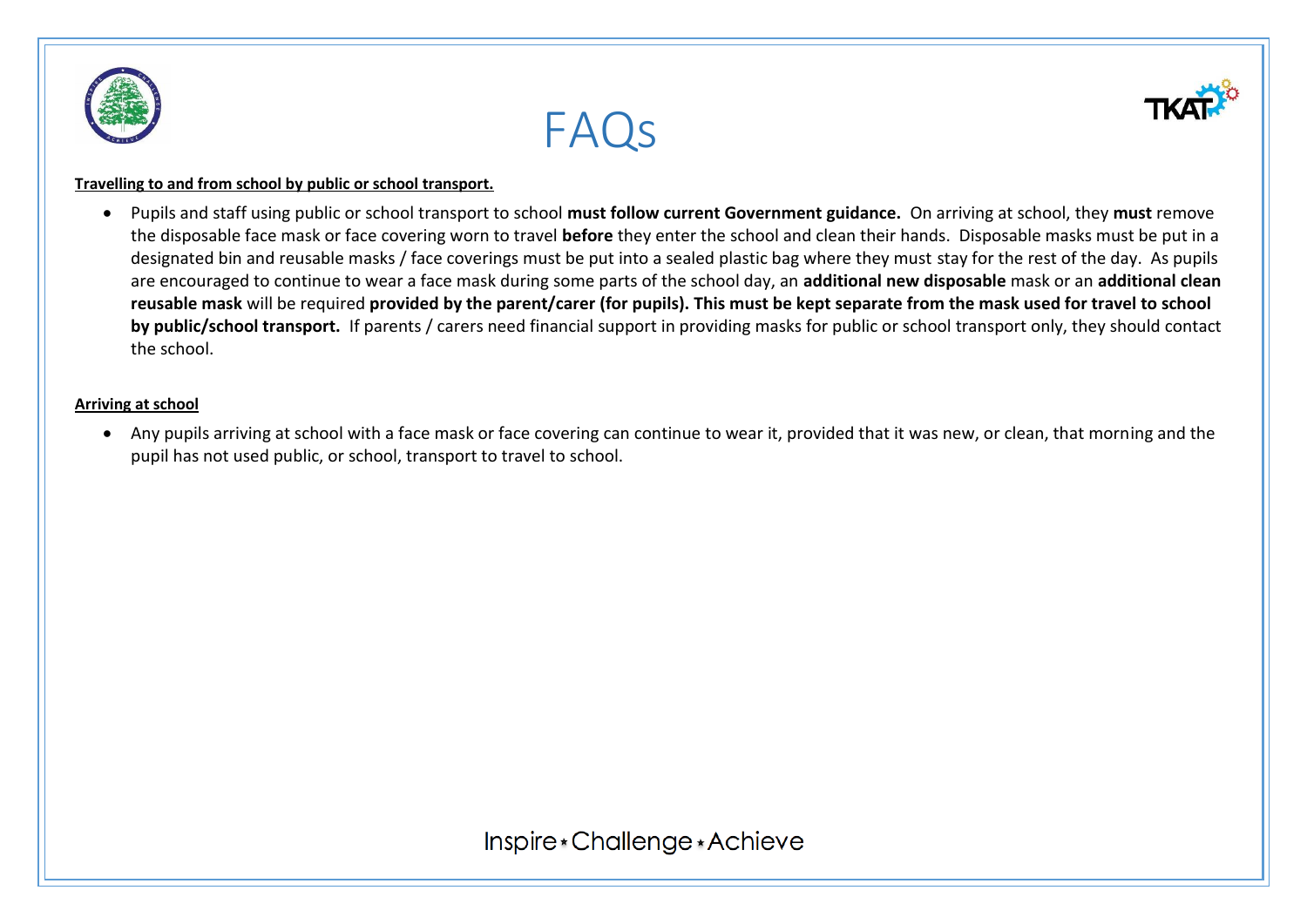# FAQs

**Travelling to and from school by public or school transport.**

- Pupils and staff using public or school transport to school **must follow current Government guidance.** On arriving at school, they **must** remove the disposable face mask or face covering worn to travel **before** they enter the school and clean their hands. Disposable masks must be put in a designated bin and reusable masks / face coverings must be put into a sealed plastic bag where they must stay for the rest of the day. As pupils are encouraged to continue to wear a face mask during some parts of the school day, an **additional new disposable** mask or an **additional clean reusable mask** will be required **provided by the parent/carer (for pupils). This must be kept separate from the mask used for travel to school by public/school transport.** If parents / carers need financial support in providing masks for public or school transport only, they should contact the school.

**Arriving at school**

- Any pupils arriving at school with a face mask or face covering can continue to wear it, provided that it was new, or clean, that morning and the pupil has not used public, or school, transport to travel to school.

Inspire * Challenge * Achieve